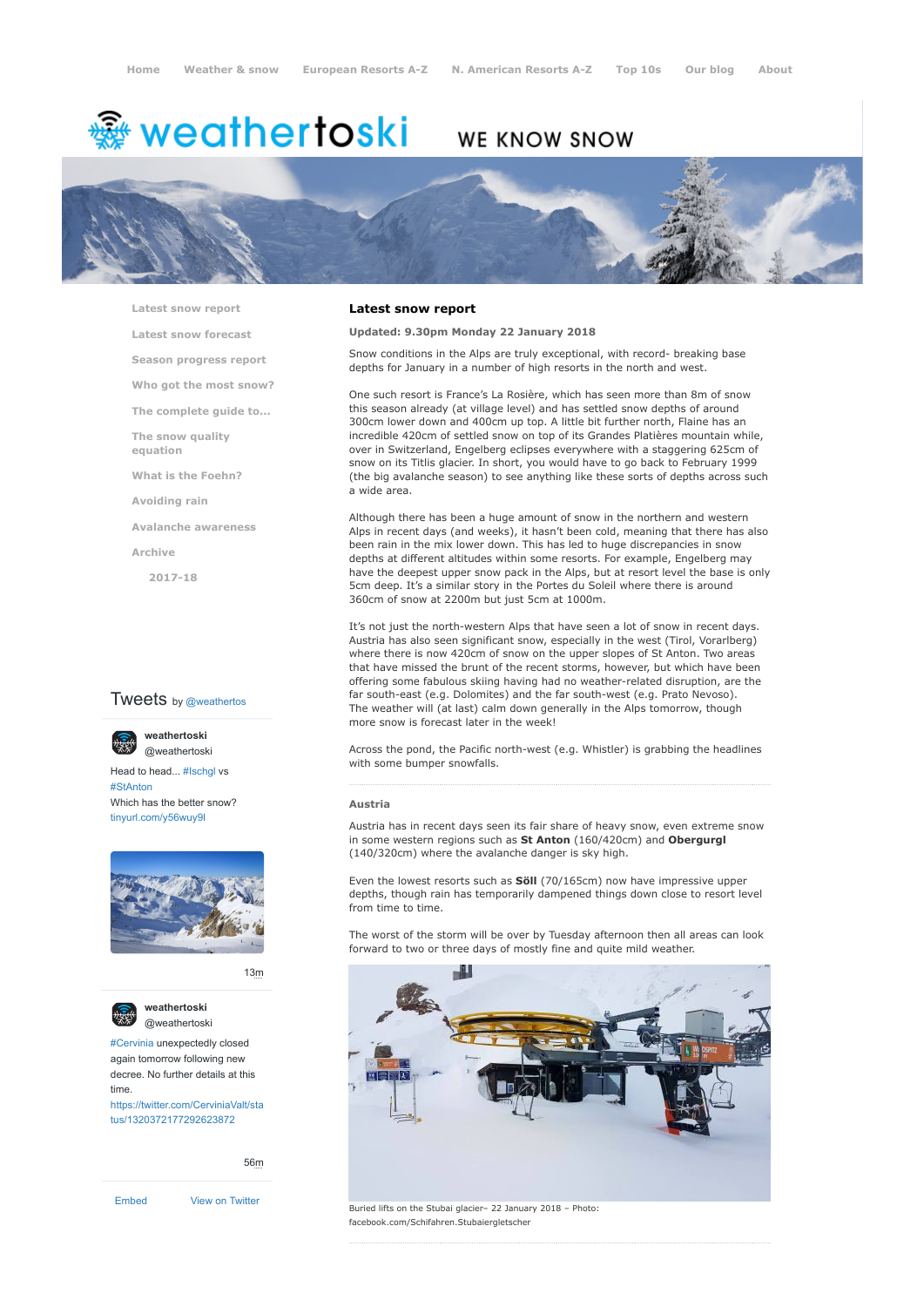Home | Weather & snow | European Resorts A-Z | N. American Resorts A-Z | Top 10s | Our blog | About

weathertoski WE KNOW SNOW

- Latest snow report
- Latest snow forecast
- Season progress report
- Who got the most snow?
- The complete guide to...
- The snow quality equation
- What is the Foehn?
- Avoiding rain
- Avalanche awareness
- Archive
  - 2017-18

## Latest snow report

**Updated: 9.30pm Monday 22 January 2018**

Snow conditions in the Alps are truly exceptional, with record- breaking base depths for January in a number of high resorts in the north and west.

One such resort is France's La Rosière, which has seen more than 8m of snow this season already (at village level) and has settled snow depths of around 300cm lower down and 400cm up top. A little bit further north, Flaine has an incredible 420cm of settled snow on top of its Grandes Platières mountain while, over in Switzerland, Engelberg eclipses everywhere with a staggering 625cm of snow on its Titlis glacier. In short, you would have to go back to February 1999 (the big avalanche season) to see anything like these sorts of depths across such a wide area.

Although there has been a huge amount of snow in the northern and western Alps in recent days (and weeks), it hasn't been cold, meaning that there has also been rain in the mix lower down. This has led to huge discrepancies in snow depths at different altitudes within some resorts. For example, Engelberg may have the deepest upper snow pack in the Alps, but at resort level the base is only 5cm deep. It's a similar story in the Portes du Soleil where there is around 360cm of snow at 2200m but just 5cm at 1000m.

It's not just the north-western Alps that have seen a lot of snow in recent days. Austria has also seen significant snow, especially in the west (Tirol, Vorarlberg) where there is now 420cm of snow on the upper slopes of St Anton. Two areas that have missed the brunt of the recent storms, however, but which have been offering some fabulous skiing having had no weather-related disruption, are the far south-east (e.g. Dolomites) and the far south-west (e.g. Prato Nevoso). The weather will (at last) calm down generally in the Alps tomorrow, though more snow is forecast later in the week!

Across the pond, the Pacific north-west (e.g. Whistler) is grabbing the headlines with some bumper snowfalls.

### Austria

Austria has in recent days seen its fair share of heavy snow, even extreme snow in some western regions such as **St Anton** (160/420cm) and **Obergurgl** (140/320cm) where the avalanche danger is sky high.

Even the lowest resorts such as **Söll** (70/165cm) now have impressive upper depths, though rain has temporarily dampened things down close to resort level from time to time.

The worst of the storm will be over by Tuesday afternoon then all areas can look forward to two or three days of mostly fine and quite mild weather.

Buried lifts on the Stubai glacier– 22 January 2018 – Photo: facebook.com/Schifahren.Stubaiergletscher

Tweets by @weathertos

weathertoski @weathertoski
Head to head... #Ischgl vs #StAnton
Which has the better snow?
tinyurl.com/y56wuy9l

13m

weathertoski @weathertoski
#Cervinia unexpectedly closed again tomorrow following new decree. No further details at this time.
https://twitter.com/CerviniaValt/status/1320372177292623872

56m

Embed | View on Twitter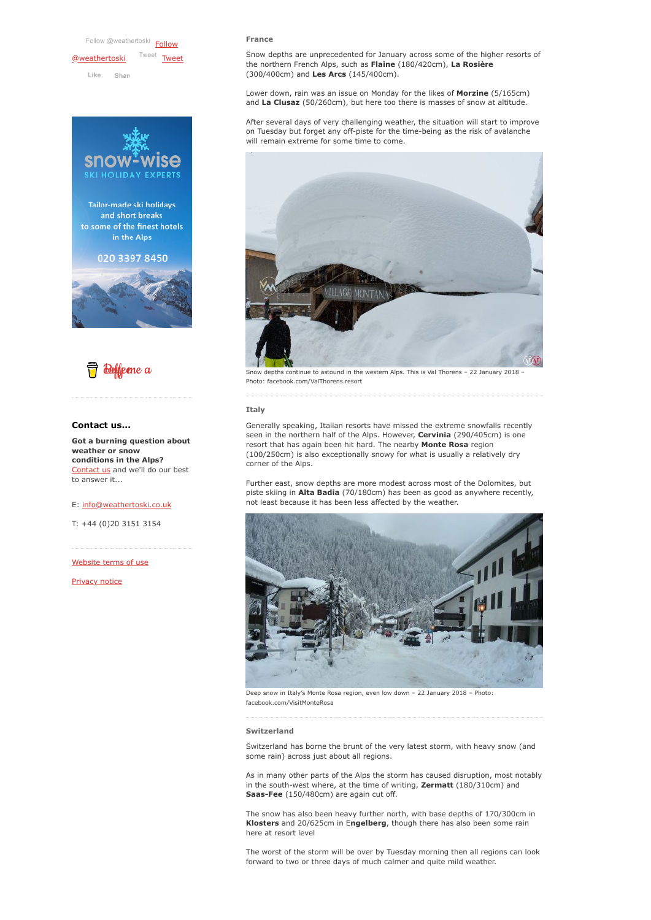Follow @weathertoski [Follow](#)

[@weathertoski](#) Tweet [Tweet](#)

Like Share

snow-wise SKI HOLIDAY EXPERTS

Tailor-made ski holidays and short breaks to some of the finest hotels in the Alps

020 3397 8450

Buy me a coffee

### Contact us...

**Got a burning question about weather or snow conditions in the Alps?** Contact us and we'll do our best to answer it...

E: info@weathertoski.co.uk

T: +44 (0)20 3151 3154

Website terms of use

Privacy notice

## France

Snow depths are unprecedented for January across some of the higher resorts of the northern French Alps, such as **Flaine** (180/420cm), **La Rosière** (300/400cm) and **Les Arcs** (145/400cm).

Lower down, rain was an issue on Monday for the likes of **Morzine** (5/165cm) and **La Clusaz** (50/260cm), but here too there is masses of snow at altitude.

After several days of very challenging weather, the situation will start to improve on Tuesday but forget any off-piste for the time-being as the risk of avalanche will remain extreme for some time to come.

Snow depths continue to astound in the western Alps. This is Val Thorens – 22 January 2018 – Photo: facebook.com/ValThorens.resort

## Italy

Generally speaking, Italian resorts have missed the extreme snowfalls recently seen in the northern half of the Alps. However, **Cervinia** (290/405cm) is one resort that has again been hit hard. The nearby **Monte Rosa** region (100/250cm) is also exceptionally snowy for what is usually a relatively dry corner of the Alps.

Further east, snow depths are more modest across most of the Dolomites, but piste skiing in **Alta Badia** (70/180cm) has been as good as anywhere recently, not least because it has been less affected by the weather.

Deep snow in Italy's Monte Rosa region, even low down – 22 January 2018 – Photo: facebook.com/VisitMonteRosa

## Switzerland

Switzerland has borne the brunt of the very latest storm, with heavy snow (and some rain) across just about all regions.

As in many other parts of the Alps the storm has caused disruption, most notably in the south-west where, at the time of writing, **Zermatt** (180/310cm) and **Saas-Fee** (150/480cm) are again cut off.

The snow has also been heavy further north, with base depths of 170/300cm in **Klosters** and 20/625cm in E**ngelberg**, though there has also been some rain here at resort level

The worst of the storm will be over by Tuesday morning then all regions can look forward to two or three days of much calmer and quite mild weather.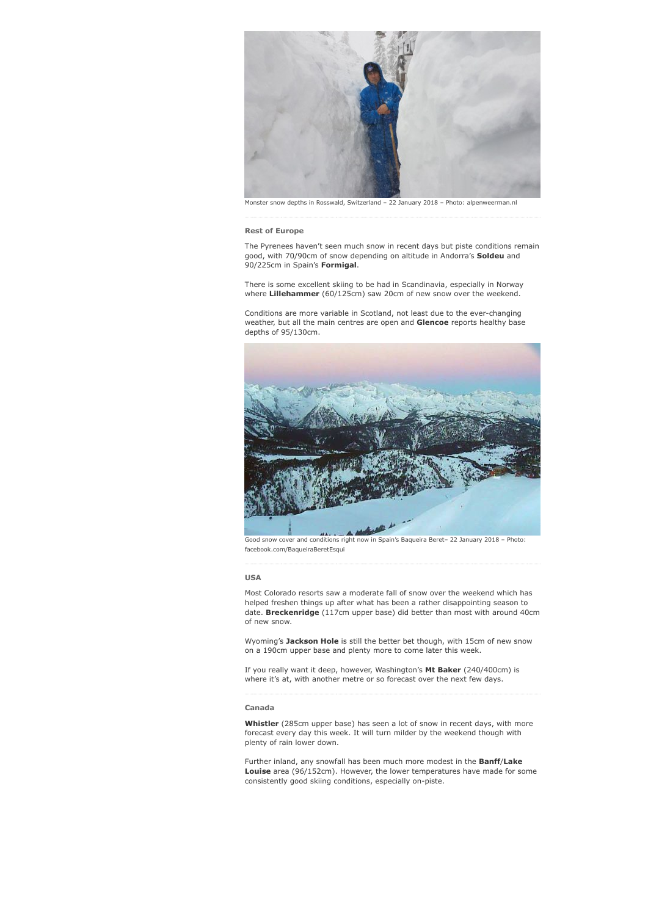Monster snow depths in Rosswald, Switzerland – 22 January 2018 – Photo: alpenweerman.nl

### Rest of Europe

The Pyrenees haven't seen much snow in recent days but piste conditions remain good, with 70/90cm of snow depending on altitude in Andorra's **Soldeu** and 90/225cm in Spain's **Formigal**.

There is some excellent skiing to be had in Scandinavia, especially in Norway where **Lillehammer** (60/125cm) saw 20cm of new snow over the weekend.

Conditions are more variable in Scotland, not least due to the ever-changing weather, but all the main centres are open and **Glencoe** reports healthy base depths of 95/130cm.

Good snow cover and conditions right now in Spain's Baqueira Beret– 22 January 2018 – Photo: facebook.com/BaqueiraBeretEsqui

### USA

Most Colorado resorts saw a moderate fall of snow over the weekend which has helped freshen things up after what has been a rather disappointing season to date. **Breckenridge** (117cm upper base) did better than most with around 40cm of new snow.

Wyoming's **Jackson Hole** is still the better bet though, with 15cm of new snow on a 190cm upper base and plenty more to come later this week.

If you really want it deep, however, Washington's **Mt Baker** (240/400cm) is where it's at, with another metre or so forecast over the next few days.

### Canada

**Whistler** (285cm upper base) has seen a lot of snow in recent days, with more forecast every day this week. It will turn milder by the weekend though with plenty of rain lower down.

Further inland, any snowfall has been much more modest in the **Banff**/**Lake Louise** area (96/152cm). However, the lower temperatures have made for some consistently good skiing conditions, especially on-piste.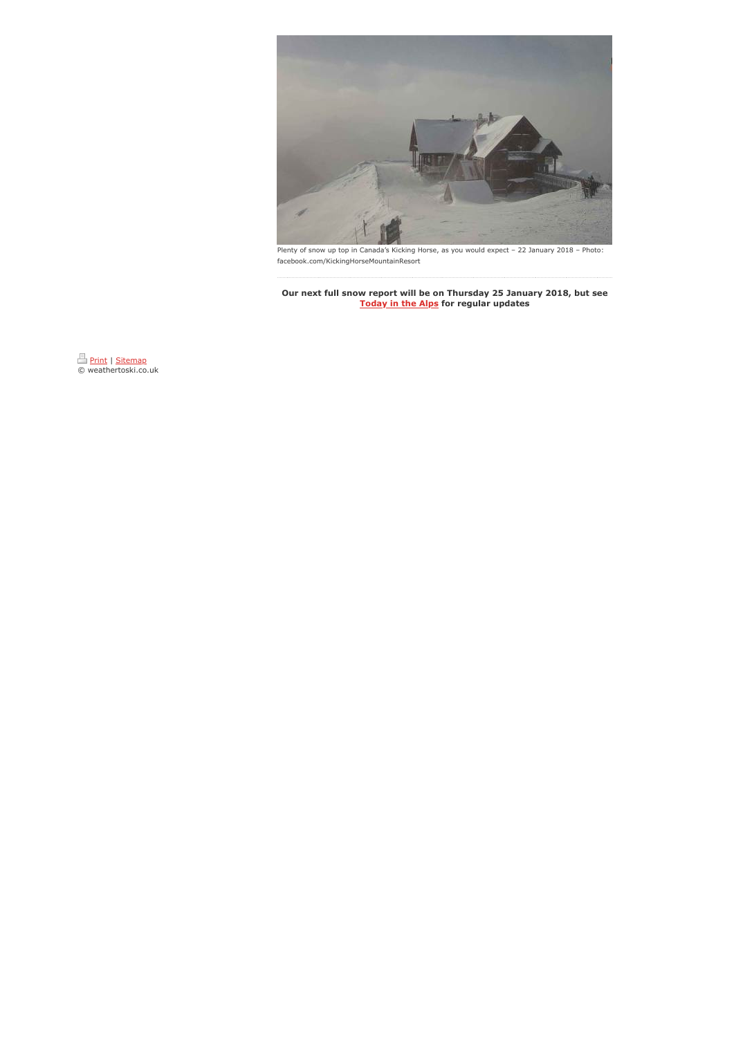Plenty of snow up top in Canada's Kicking Horse, as you would expect – 22 January 2018 – Photo: facebook.com/KickingHorseMountainResort

---

**Our next full snow report will be on Thursday 25 January 2018, but see Today in the Alps for regular updates**

Print | Sitemap
© weathertoski.co.uk